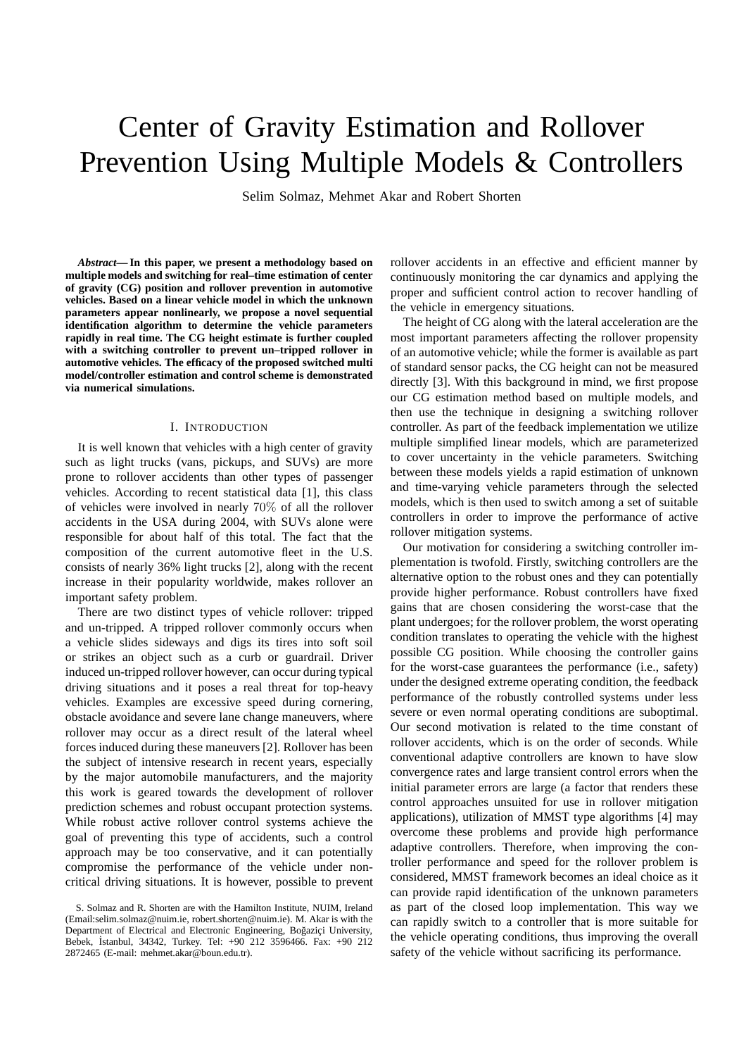# Center of Gravity Estimation and Rollover Prevention Using Multiple Models & Controllers

Selim Solmaz, Mehmet Akar and Robert Shorten

***Abstract*— In this paper, we present a methodology based on multiple models and switching for real–time estimation of center of gravity (CG) position and rollover prevention in automotive vehicles. Based on a linear vehicle model in which the unknown parameters appear nonlinearly, we propose a novel sequential identification algorithm to determine the vehicle parameters rapidly in real time. The CG height estimate is further coupled with a switching controller to prevent un–tripped rollover in automotive vehicles. The efficacy of the proposed switched multi model/controller estimation and control scheme is demonstrated via numerical simulations.**

## I. Introduction

It is well known that vehicles with a high center of gravity such as light trucks (vans, pickups, and SUVs) are more prone to rollover accidents than other types of passenger vehicles. According to recent statistical data [1], this class of vehicles were involved in nearly $70\%$ of all the rollover accidents in the USA during 2004, with SUVs alone were responsible for about half of this total. The fact that the composition of the current automotive fleet in the U.S. consists of nearly 36% light trucks [2], along with the recent increase in their popularity worldwide, makes rollover an important safety problem.

There are two distinct types of vehicle rollover: tripped and un-tripped. A tripped rollover commonly occurs when a vehicle slides sideways and digs its tires into soft soil or strikes an object such as a curb or guardrail. Driver induced un-tripped rollover however, can occur during typical driving situations and it poses a real threat for top-heavy vehicles. Examples are excessive speed during cornering, obstacle avoidance and severe lane change maneuvers, where rollover may occur as a direct result of the lateral wheel forces induced during these maneuvers [2]. Rollover has been the subject of intensive research in recent years, especially by the major automobile manufacturers, and the majority this work is geared towards the development of rollover prediction schemes and robust occupant protection systems. While robust active rollover control systems achieve the goal of preventing this type of accidents, such a control approach may be too conservative, and it can potentially compromise the performance of the vehicle under non-critical driving situations. It is however, possible to prevent rollover accidents in an effective and efficient manner by continuously monitoring the car dynamics and applying the proper and sufficient control action to recover handling of the vehicle in emergency situations.

The height of CG along with the lateral acceleration are the most important parameters affecting the rollover propensity of an automotive vehicle; while the former is available as part of standard sensor packs, the CG height can not be measured directly [3]. With this background in mind, we first propose our CG estimation method based on multiple models, and then use the technique in designing a switching rollover controller. As part of the feedback implementation we utilize multiple simplified linear models, which are parameterized to cover uncertainty in the vehicle parameters. Switching between these models yields a rapid estimation of unknown and time-varying vehicle parameters through the selected models, which is then used to switch among a set of suitable controllers in order to improve the performance of active rollover mitigation systems.

Our motivation for considering a switching controller implementation is twofold. Firstly, switching controllers are the alternative option to the robust ones and they can potentially provide higher performance. Robust controllers have fixed gains that are chosen considering the worst-case that the plant undergoes; for the rollover problem, the worst operating condition translates to operating the vehicle with the highest possible CG position. While choosing the controller gains for the worst-case guarantees the performance (i.e., safety) under the designed extreme operating condition, the feedback performance of the robustly controlled systems under less severe or even normal operating conditions are suboptimal. Our second motivation is related to the time constant of rollover accidents, which is on the order of seconds. While conventional adaptive controllers are known to have slow convergence rates and large transient control errors when the initial parameter errors are large (a factor that renders these control approaches unsuited for use in rollover mitigation applications), utilization of MMST type algorithms [4] may overcome these problems and provide high performance adaptive controllers. Therefore, when improving the controller performance and speed for the rollover problem is considered, MMST framework becomes an ideal choice as it can provide rapid identification of the unknown parameters as part of the closed loop implementation. This way we can rapidly switch to a controller that is more suitable for the vehicle operating conditions, thus improving the overall safety of the vehicle without sacrificing its performance.

S. Solmaz and R. Shorten are with the Hamilton Institute, NUIM, Ireland (Email:selim.solmaz@nuim.ie, robert.shorten@nuim.ie). M. Akar is with the Department of Electrical and Electronic Engineering, Boğaziçi University, Bebek, İstanbul, 34342, Turkey. Tel: +90 212 3596466. Fax: +90 212 2872465 (E-mail: mehmet.akar@boun.edu.tr).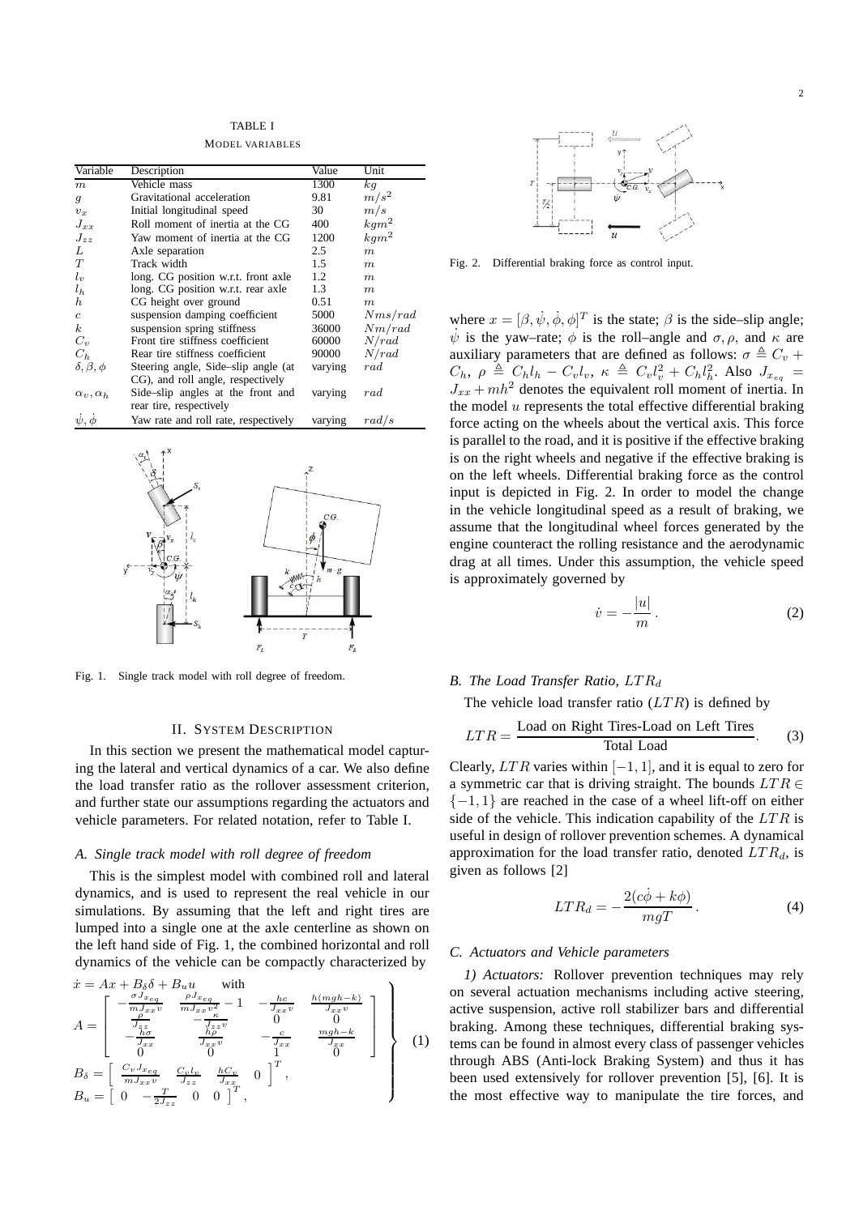TABLE I

MODEL VARIABLES

| Variable | Description | Value | Unit |
|---|---|---|---|
| $m$ | Vehicle mass | 1300 | $kg$ |
| $g$ | Gravitational acceleration | 9.81 | $m/s^2$ |
| $v_x$ | Initial longitudinal speed | 30 | $m/s$ |
| $J_{xx}$ | Roll moment of inertia at the CG | 400 | $kgm^2$ |
| $J_{zz}$ | Yaw moment of inertia at the CG | 1200 | $kgm^2$ |
| $L$ | Axle separation | 2.5 | $m$ |
| $T$ | Track width | 1.5 | $m$ |
| $l_v$ | long. CG position w.r.t. front axle | 1.2 | $m$ |
| $l_h$ | long. CG position w.r.t. rear axle | 1.3 | $m$ |
| $h$ | CG height over ground | 0.51 | $m$ |
| $c$ | suspension damping coefficient | 5000 | $Nms/rad$ |
| $k$ | suspension spring stiffness | 36000 | $Nm/rad$ |
| $C_v$ | Front tire stiffness coefficient | 60000 | $N/rad$ |
| $C_h$ | Rear tire stiffness coefficient | 90000 | $N/rad$ |
| $\delta, \beta, \phi$ | Steering angle, Side–slip angle (at CG), and roll angle, respectively | varying | $rad$ |
| $\alpha_v, \alpha_h$ | Side–slip angles at the front and rear tire, respectively | varying | $rad$ |
| $\dot{\psi}, \dot{\phi}$ | Yaw rate and roll rate, respectively | varying | $rad/s$ |

Fig. 1. Single track model with roll degree of freedom.

## II. System Description

In this section we present the mathematical model capturing the lateral and vertical dynamics of a car. We also define the load transfer ratio as the rollover assessment criterion, and further state our assumptions regarding the actuators and vehicle parameters. For related notation, refer to Table I.

### A. Single track model with roll degree of freedom

This is the simplest model with combined roll and lateral dynamics, and is used to represent the real vehicle in our simulations. By assuming that the left and right tires are lumped into a single one at the axle centerline as shown on the left hand side of Fig. 1, the combined horizontal and roll dynamics of the vehicle can be compactly characterized by

$$
\left.
\begin{aligned}
&\dot{x} = Ax + B_\delta \delta + B_u u \quad \text{with} \\
&A = \begin{bmatrix} -\frac{\sigma J_{x_{eq}}}{m J_{xx} v} & \frac{\rho J_{x_{eq}}}{m J_{xx} v^2} - 1 & -\frac{hc}{J_{xx} v} & \frac{h(mgh-k)}{J_{xx} v} \\ \frac{\rho}{J_{zz}} & -\frac{\kappa}{J_{zz} v} & 0 & 0 \\ -\frac{h\sigma}{J_{xx}} & \frac{h\rho}{J_{xx} v} & -\frac{c}{J_{xx}} & \frac{mgh-k}{J_{xx}} \\ 0 & 0 & 1 & 0 \end{bmatrix} \\
&B_\delta = \begin{bmatrix} \frac{C_v J_{x_{eq}}}{m J_{xx} v} & \frac{C_v l_v}{J_{zz}} & \frac{h C_v}{J_{xx}} & 0 \end{bmatrix}^T, \\
&B_u = \begin{bmatrix} 0 & -\frac{T}{2J_{zz}} & 0 & 0 \end{bmatrix}^T,
\end{aligned}
\right\} \quad (1)
$$

Fig. 2. Differential braking force as control input.

where $x = [\beta, \dot{\psi}, \dot{\phi}, \phi]^T$ is the state; $\beta$ is the side–slip angle; $\dot{\psi}$ is the yaw–rate; $\phi$ is the roll–angle and $\sigma, \rho$, and $\kappa$ are auxiliary parameters that are defined as follows: $\sigma \triangleq C_v + C_h$, $\rho \triangleq C_h l_h - C_v l_v$, $\kappa \triangleq C_v l_v^2 + C_h l_h^2$. Also $J_{x_{eq}} = J_{xx} + mh^2$ denotes the equivalent roll moment of inertia. In the model $u$ represents the total effective differential braking force acting on the wheels about the vertical axis. This force is parallel to the road, and it is positive if the effective braking is on the right wheels and negative if the effective braking is on the left wheels. Differential braking force as the control input is depicted in Fig. 2. In order to model the change in the vehicle longitudinal speed as a result of braking, we assume that the longitudinal wheel forces generated by the engine counteract the rolling resistance and the aerodynamic drag at all times. Under this assumption, the vehicle speed is approximately governed by

$$\dot{v} = -\frac{|u|}{m}. \quad (2)$$

### B. The Load Transfer Ratio, $LTR_d$

The vehicle load transfer ratio ($LTR$) is defined by

$$LTR = \frac{\text{Load on Right Tires-Load on Left Tires}}{\text{Total Load}}. \quad (3)$$

Clearly, $LTR$ varies within $[-1, 1]$, and it is equal to zero for a symmetric car that is driving straight. The bounds $LTR \in \{-1, 1\}$ are reached in the case of a wheel lift-off on either side of the vehicle. This indication capability of the $LTR$ is useful in design of rollover prevention schemes. A dynamical approximation for the load transfer ratio, denoted $LTR_d$, is given as follows [2]

$$LTR_d = -\frac{2(c\dot{\phi} + k\phi)}{mgT}. \quad (4)$$

### C. Actuators and Vehicle parameters

*1) Actuators:* Rollover prevention techniques may rely on several actuation mechanisms including active steering, active suspension, active roll stabilizer bars and differential braking. Among these techniques, differential braking systems can be found in almost every class of passenger vehicles through ABS (Anti-lock Braking System) and thus it has been used extensively for rollover prevention [5], [6]. It is the most effective way to manipulate the tire forces, and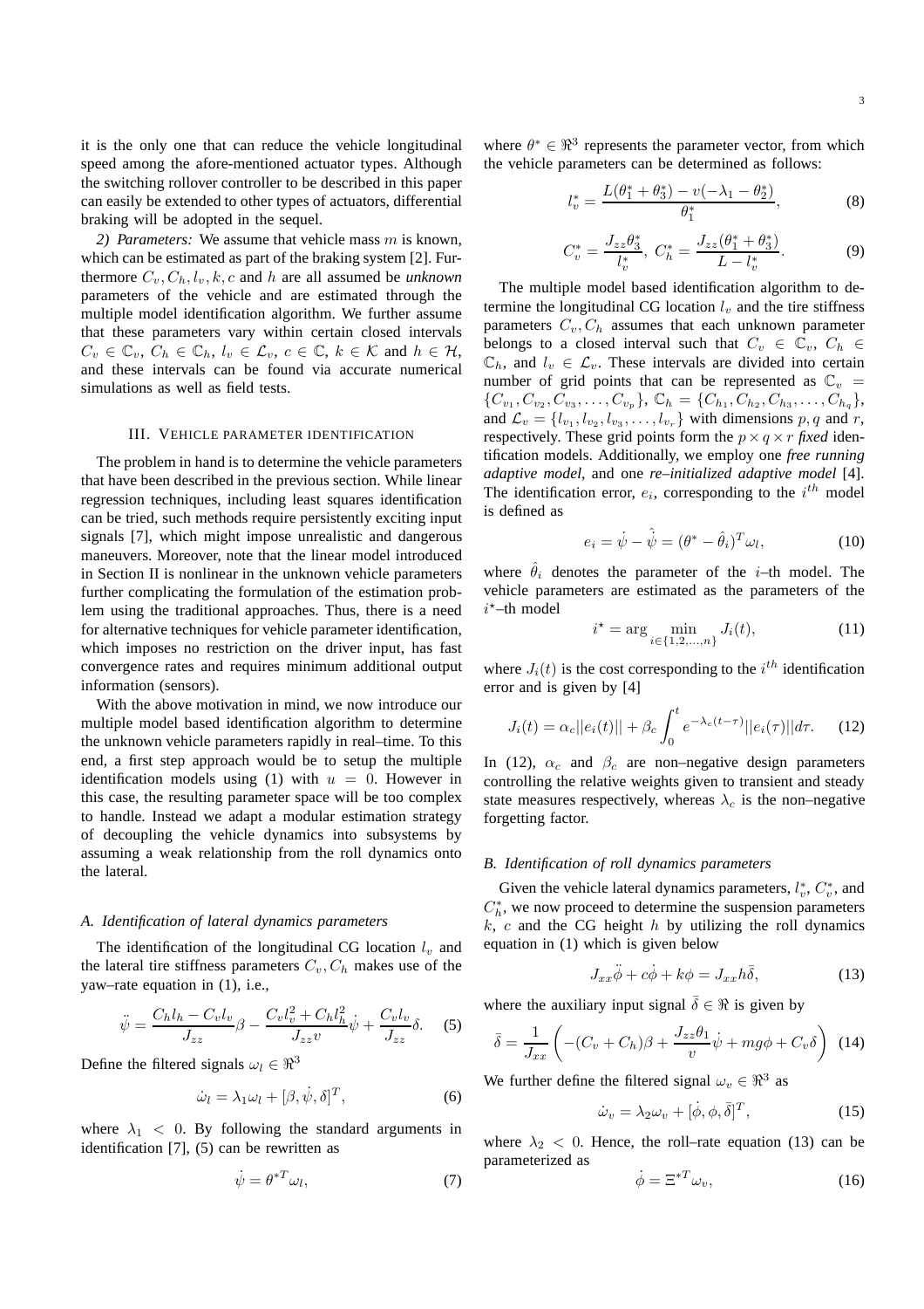it is the only one that can reduce the vehicle longitudinal speed among the afore-mentioned actuator types. Although the switching rollover controller to be described in this paper can easily be extended to other types of actuators, differential braking will be adopted in the sequel.

*2) Parameters:* We assume that vehicle mass $m$ is known, which can be estimated as part of the braking system [2]. Furthermore $C_v, C_h, l_v, k, c$ and $h$ are all assumed be *unknown* parameters of the vehicle and are estimated through the multiple model identification algorithm. We further assume that these parameters vary within certain closed intervals $C_v \in \mathbb{C}_v$, $C_h \in \mathbb{C}_h$, $l_v \in \mathcal{L}_v$, $c \in \mathbb{C}$, $k \in \mathcal{K}$ and $h \in \mathcal{H}$, and these intervals can be found via accurate numerical simulations as well as field tests.

## III. Vehicle parameter identification

The problem in hand is to determine the vehicle parameters that have been described in the previous section. While linear regression techniques, including least squares identification can be tried, such methods require persistently exciting input signals [7], which might impose unrealistic and dangerous maneuvers. Moreover, note that the linear model introduced in Section II is nonlinear in the unknown vehicle parameters further complicating the formulation of the estimation problem using the traditional approaches. Thus, there is a need for alternative techniques for vehicle parameter identification, which imposes no restriction on the driver input, has fast convergence rates and requires minimum additional output information (sensors).

With the above motivation in mind, we now introduce our multiple model based identification algorithm to determine the unknown vehicle parameters rapidly in real–time. To this end, a first step approach would be to setup the multiple identification models using (1) with $u = 0$. However in this case, the resulting parameter space will be too complex to handle. Instead we adapt a modular estimation strategy of decoupling the vehicle dynamics into subsystems by assuming a weak relationship from the roll dynamics onto the lateral.

### A. Identification of lateral dynamics parameters

The identification of the longitudinal CG location $l_v$ and the lateral tire stiffness parameters $C_v, C_h$ makes use of the yaw–rate equation in (1), i.e.,

$$\ddot{\psi} = \frac{C_h l_h - C_v l_v}{J_{zz}}\beta - \frac{C_v l_v^2 + C_h l_h^2}{J_{zz} v}\dot{\psi} + \frac{C_v l_v}{J_{zz}}\delta. \tag{5}$$

Define the filtered signals $\omega_l \in \Re^3$

$$\dot{\omega}_l = \lambda_1 \omega_l + [\beta, \dot{\psi}, \delta]^T, \tag{6}$$

where $\lambda_1 < 0$. By following the standard arguments in identification [7], (5) can be rewritten as

$$\dot{\psi} = \theta^{*T}\omega_l, \tag{7}$$

where $\theta^* \in \Re^3$ represents the parameter vector, from which the vehicle parameters can be determined as follows:

$$l_v^* = \frac{L(\theta_1^* + \theta_3^*) - v(-\lambda_1 - \theta_2^*)}{\theta_1^*}, \tag{8}$$

$$C_v^* = \frac{J_{zz}\theta_3^*}{l_v^*},\ C_h^* = \frac{J_{zz}(\theta_1^* + \theta_3^*)}{L - l_v^*}. \tag{9}$$

The multiple model based identification algorithm to determine the longitudinal CG location $l_v$ and the tire stiffness parameters $C_v, C_h$ assumes that each unknown parameter belongs to a closed interval such that $C_v \in \mathbb{C}_v$, $C_h \in \mathbb{C}_h$, and $l_v \in \mathcal{L}_v$. These intervals are divided into certain number of grid points that can be represented as $\mathbb{C}_v = \{C_{v_1}, C_{v_2}, C_{v_3}, \ldots, C_{v_p}\}$, $\mathbb{C}_h = \{C_{h_1}, C_{h_2}, C_{h_3}, \ldots, C_{h_q}\}$, and $\mathcal{L}_v = \{l_{v_1}, l_{v_2}, l_{v_3}, \ldots, l_{v_r}\}$ with dimensions $p, q$ and $r$, respectively. These grid points form the $p \times q \times r$ *fixed* identification models. Additionally, we employ one *free running adaptive model*, and one *re–initialized adaptive model* [4]. The identification error, $e_i$, corresponding to the $i^{th}$ model is defined as

$$e_i = \dot{\psi} - \hat{\dot{\psi}} = (\theta^* - \hat{\theta}_i)^T\omega_l, \tag{10}$$

where $\hat{\theta}_i$ denotes the parameter of the $i$–th model. The vehicle parameters are estimated as the parameters of the $i^\star$–th model

$$i^\star = \arg\min_{i \in \{1,2,\ldots,n\}} J_i(t), \tag{11}$$

where $J_i(t)$ is the cost corresponding to the $i^{th}$ identification error and is given by [4]

$$J_i(t) = \alpha_c||e_i(t)|| + \beta_c\int_0^t e^{-\lambda_c(t-\tau)}||e_i(\tau)||d\tau. \tag{12}$$

In (12), $\alpha_c$ and $\beta_c$ are non–negative design parameters controlling the relative weights given to transient and steady state measures respectively, whereas $\lambda_c$ is the non–negative forgetting factor.

### B. Identification of roll dynamics parameters

Given the vehicle lateral dynamics parameters, $l_v^*$, $C_v^*$, and $C_h^*$, we now proceed to determine the suspension parameters $k$, $c$ and the CG height $h$ by utilizing the roll dynamics equation in (1) which is given below

$$J_{xx}\ddot{\phi} + c\dot{\phi} + k\phi = J_{xx}h\bar{\delta}, \tag{13}$$

where the auxiliary input signal $\bar{\delta} \in \Re$ is given by

$$\bar{\delta} = \frac{1}{J_{xx}}\left(-(C_v + C_h)\beta + \frac{J_{zz}\theta_1}{v}\dot{\psi} + mg\phi + C_v\delta\right) \tag{14}$$

We further define the filtered signal $\omega_v \in \Re^3$ as

$$\dot{\omega}_v = \lambda_2\omega_v + [\dot{\phi}, \phi, \bar{\delta}]^T, \tag{15}$$

where $\lambda_2 < 0$. Hence, the roll–rate equation (13) can be parameterized as

$$\dot{\phi} = \Xi^{*T}\omega_v, \tag{16}$$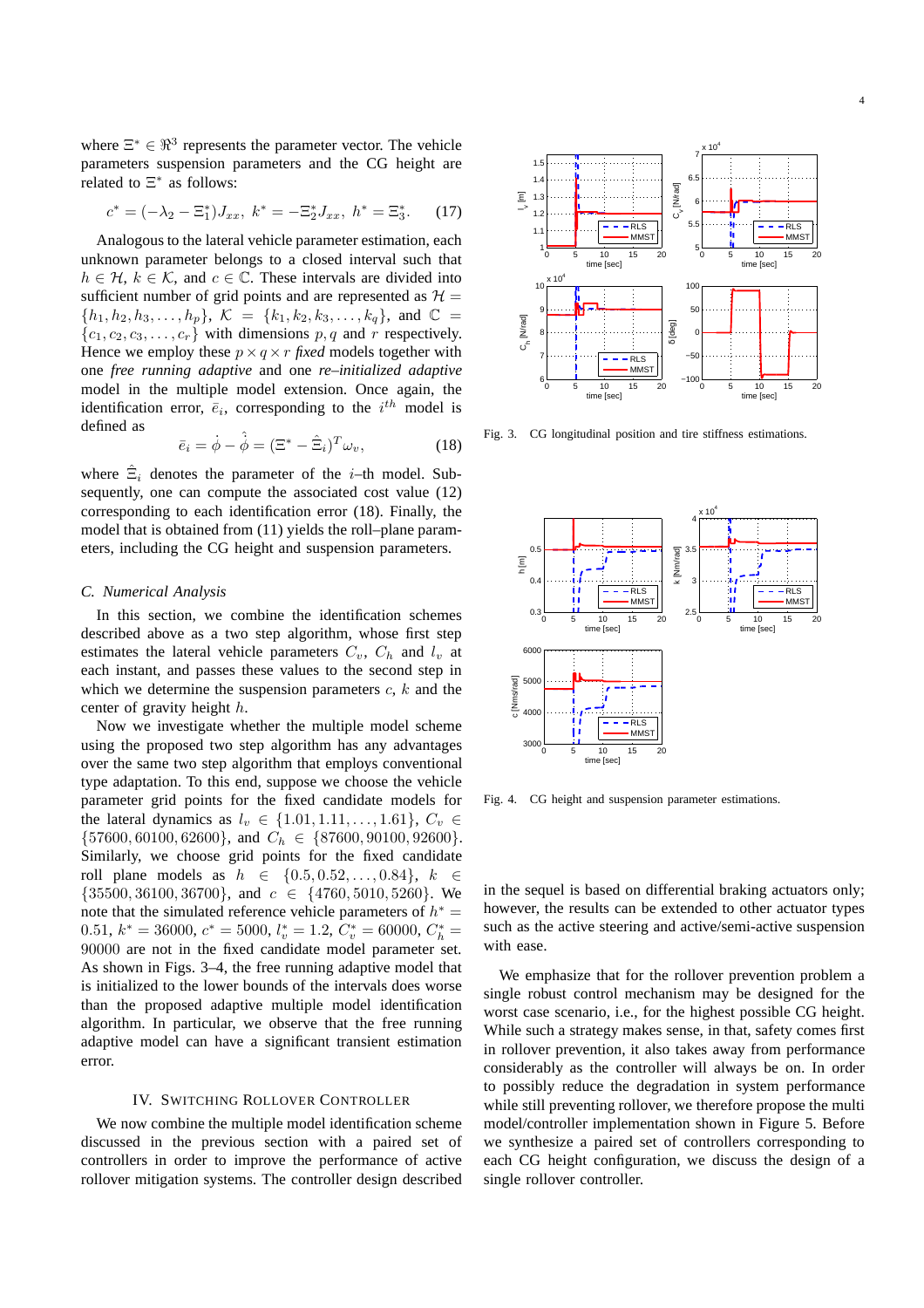where $\Xi^* \in \Re^3$ represents the parameter vector. The vehicle parameters suspension parameters and the CG height are related to $\Xi^*$ as follows:

$$c^* = (-\lambda_2 - \Xi_1^*)J_{xx},\ k^* = -\Xi_2^* J_{xx},\ h^* = \Xi_3^*. \qquad (17)$$

Analogous to the lateral vehicle parameter estimation, each unknown parameter belongs to a closed interval such that $h \in \mathcal{H}$, $k \in \mathcal{K}$, and $c \in \mathbb{C}$. These intervals are divided into sufficient number of grid points and are represented as $\mathcal{H} = \{h_1, h_2, h_3, \ldots, h_p\}$, $\mathcal{K} = \{k_1, k_2, k_3, \ldots, k_q\}$, and $\mathbb{C} = \{c_1, c_2, c_3, \ldots, c_r\}$ with dimensions $p, q$ and $r$ respectively. Hence we employ these $p \times q \times r$ *fixed* models together with one *free running adaptive* and one *re–initialized adaptive* model in the multiple model extension. Once again, the identification error, $\bar{e}_i$, corresponding to the $i^{th}$ model is defined as

$$\bar{e}_i = \dot{\phi} - \hat{\dot{\phi}} = (\Xi^* - \hat{\Xi}_i)^T \omega_v, \qquad (18)$$

where $\hat{\Xi}_i$ denotes the parameter of the $i$–th model. Subsequently, one can compute the associated cost value (12) corresponding to each identification error (18). Finally, the model that is obtained from (11) yields the roll–plane parameters, including the CG height and suspension parameters.

### C. Numerical Analysis

In this section, we combine the identification schemes described above as a two step algorithm, whose first step estimates the lateral vehicle parameters $C_v$, $C_h$ and $l_v$ at each instant, and passes these values to the second step in which we determine the suspension parameters $c$, $k$ and the center of gravity height $h$.

Now we investigate whether the multiple model scheme using the proposed two step algorithm has any advantages over the same two step algorithm that employs conventional type adaptation. To this end, suppose we choose the vehicle parameter grid points for the fixed candidate models for the lateral dynamics as $l_v \in \{1.01, 1.11, \ldots, 1.61\}$, $C_v \in \{57600, 60100, 62600\}$, and $C_h \in \{87600, 90100, 92600\}$. Similarly, we choose grid points for the fixed candidate roll plane models as $h \in \{0.5, 0.52, \ldots, 0.84\}$, $k \in \{35500, 36100, 36700\}$, and $c \in \{4760, 5010, 5260\}$. We note that the simulated reference vehicle parameters of $h^* = 0.51$, $k^* = 36000$, $c^* = 5000$, $l_v^* = 1.2$, $C_v^* = 60000$, $C_h^* = 90000$ are not in the fixed candidate model parameter set. As shown in Figs. 3–4, the free running adaptive model that is initialized to the lower bounds of the intervals does worse than the proposed adaptive multiple model identification algorithm. In particular, we observe that the free running adaptive model can have a significant transient estimation error.

Fig. 3. CG longitudinal position and tire stiffness estimations.

Fig. 4. CG height and suspension parameter estimations.

## IV. Switching Rollover Controller

We now combine the multiple model identification scheme discussed in the previous section with a paired set of controllers in order to improve the performance of active rollover mitigation systems. The controller design described in the sequel is based on differential braking actuators only; however, the results can be extended to other actuator types such as the active steering and active/semi-active suspension with ease.

We emphasize that for the rollover prevention problem a single robust control mechanism may be designed for the worst case scenario, i.e., for the highest possible CG height. While such a strategy makes sense, in that, safety comes first in rollover prevention, it also takes away from performance considerably as the controller will always be on. In order to possibly reduce the degradation in system performance while still preventing rollover, we therefore propose the multi model/controller implementation shown in Figure 5. Before we synthesize a paired set of controllers corresponding to each CG height configuration, we discuss the design of a single rollover controller.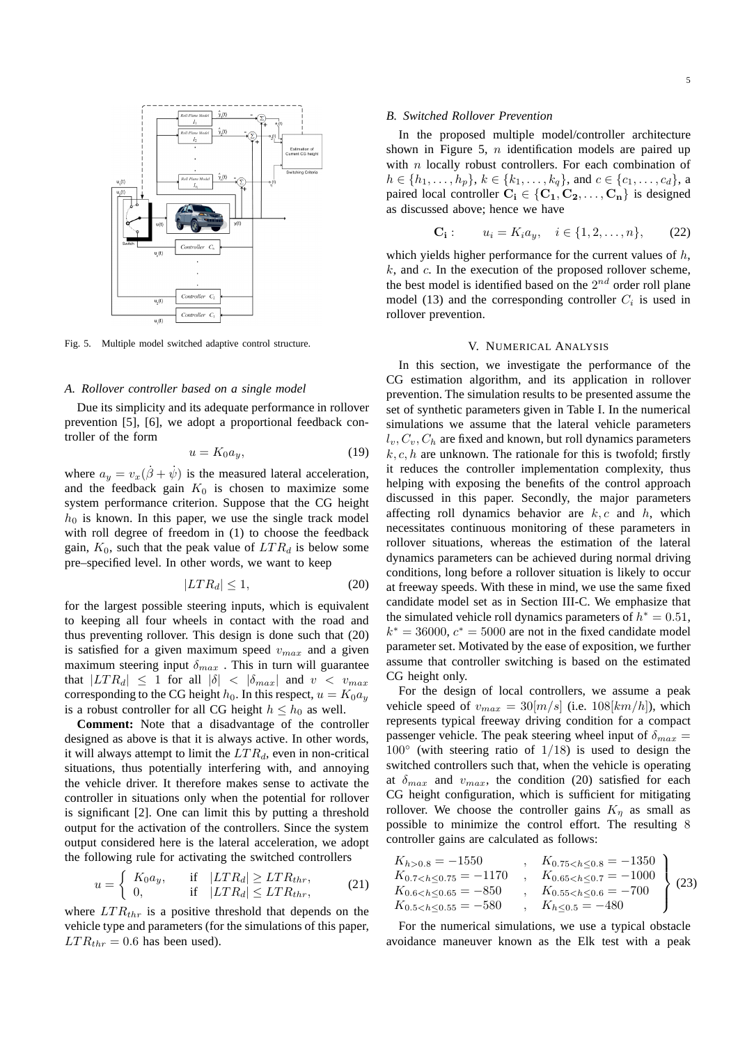Fig. 5. Multiple model switched adaptive control structure.

### A. Rollover controller based on a single model

Due its simplicity and its adequate performance in rollover prevention [5], [6], we adopt a proportional feedback controller of the form

$$u = K_0 a_y, \tag{19}$$

where $a_y = v_x(\dot{\beta} + \dot{\psi})$ is the measured lateral acceleration, and the feedback gain $K_0$ is chosen to maximize some system performance criterion. Suppose that the CG height $h_0$ is known. In this paper, we use the single track model with roll degree of freedom in (1) to choose the feedback gain, $K_0$, such that the peak value of $LTR_d$ is below some pre–specified level. In other words, we want to keep

$$|LTR_d| \leq 1, \tag{20}$$

for the largest possible steering inputs, which is equivalent to keeping all four wheels in contact with the road and thus preventing rollover. This design is done such that (20) is satisfied for a given maximum speed $v_{max}$ and a given maximum steering input $\delta_{max}$ . This in turn will guarantee that $|LTR_d| \leq 1$ for all $|\delta| < |\delta_{max}|$ and $v < v_{max}$ corresponding to the CG height $h_0$. In this respect, $u = K_0 a_y$ is a robust controller for all CG height $h \leq h_0$ as well.

**Comment:** Note that a disadvantage of the controller designed as above is that it is always active. In other words, it will always attempt to limit the $LTR_d$, even in non-critical situations, thus potentially interfering with, and annoying the vehicle driver. It therefore makes sense to activate the controller in situations only when the potential for rollover is significant [2]. One can limit this by putting a threshold output for the activation of the controllers. Since the system output considered here is the lateral acceleration, we adopt the following rule for activating the switched controllers

$$u = \begin{cases} K_0 a_y, & \text{if } \; |LTR_d| \geq LTR_{thr}, \\ 0, & \text{if } \; |LTR_d| \leq LTR_{thr}, \end{cases} \tag{21}$$

where $LTR_{thr}$ is a positive threshold that depends on the vehicle type and parameters (for the simulations of this paper, $LTR_{thr} = 0.6$ has been used).

### B. Switched Rollover Prevention

In the proposed multiple model/controller architecture shown in Figure 5, $n$ identification models are paired up with $n$ locally robust controllers. For each combination of $h \in \{h_1, \ldots, h_p\}$, $k \in \{k_1, \ldots, k_q\}$, and $c \in \{c_1, \ldots, c_d\}$, a paired local controller $\mathbf{C_i} \in \{\mathbf{C_1}, \mathbf{C_2}, \ldots, \mathbf{C_n}\}$ is designed as discussed above; hence we have

$$\mathbf{C_i}: \qquad u_i = K_i a_y, \quad i \in \{1, 2, \ldots, n\}, \tag{22}$$

which yields higher performance for the current values of $h$, $k$, and $c$. In the execution of the proposed rollover scheme, the best model is identified based on the $2^{nd}$ order roll plane model (13) and the corresponding controller $C_i$ is used in rollover prevention.

## V. Numerical Analysis

In this section, we investigate the performance of the CG estimation algorithm, and its application in rollover prevention. The simulation results to be presented assume the set of synthetic parameters given in Table I. In the numerical simulations we assume that the lateral vehicle parameters $l_v, C_v, C_h$ are fixed and known, but roll dynamics parameters $k, c, h$ are unknown. The rationale for this is twofold; firstly it reduces the controller implementation complexity, thus helping with exposing the benefits of the control approach discussed in this paper. Secondly, the major parameters affecting roll dynamics behavior are $k, c$ and $h$, which necessitates continuous monitoring of these parameters in rollover situations, whereas the estimation of the lateral dynamics parameters can be achieved during normal driving conditions, long before a rollover situation is likely to occur at freeway speeds. With these in mind, we use the same fixed candidate model set as in Section III-C. We emphasize that the simulated vehicle roll dynamics parameters of $h^* = 0.51$, $k^* = 36000$, $c^* = 5000$ are not in the fixed candidate model parameter set. Motivated by the ease of exposition, we further assume that controller switching is based on the estimated CG height only.

For the design of local controllers, we assume a peak vehicle speed of $v_{max} = 30[m/s]$ (i.e. $108[km/h]$), which represents typical freeway driving condition for a compact passenger vehicle. The peak steering wheel input of $\delta_{max} = 100^\circ$ (with steering ratio of $1/18$) is used to design the switched controllers such that, when the vehicle is operating at $\delta_{max}$ and $v_{max}$, the condition (20) satisfied for each CG height configuration, which is sufficient for mitigating rollover. We choose the controller gains $K_\eta$ as small as possible to minimize the control effort. The resulting 8 controller gains are calculated as follows:

$$\left.\begin{array}{ll} K_{h>0.8} = -1550 & , \quad K_{0.75<h\leq 0.8} = -1350 \\ K_{0.7<h\leq 0.75} = -1170 & , \quad K_{0.65<h\leq 0.7} = -1000 \\ K_{0.6<h\leq 0.65} = -850 & , \quad K_{0.55<h\leq 0.6} = -700 \\ K_{0.5<h\leq 0.55} = -580 & , \quad K_{h\leq 0.5} = -480 \end{array}\right\} \tag{23}$$

For the numerical simulations, we use a typical obstacle avoidance maneuver known as the Elk test with a peak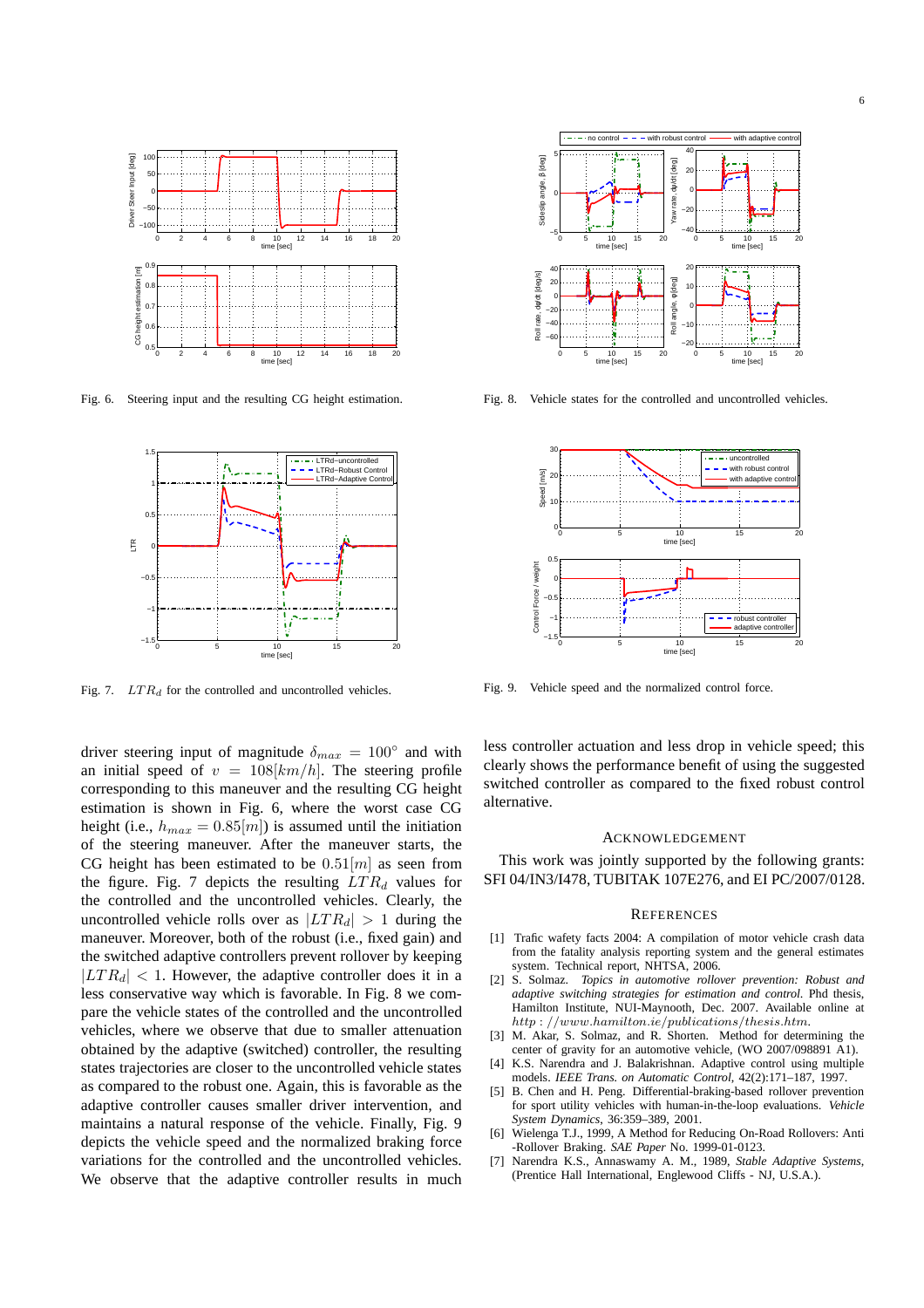Driver Steer Input [deg]
100
50
0
−50
−100
0 2 4 6 8 10 12 14 16 18 20
time [sec]

CG height estimation [m]
0.9
0.8
0.7
0.6
0.5
0 2 4 6 8 10 12 14 16 18 20
time [sec]

Fig. 6. Steering input and the resulting CG height estimation.

LTR
1.5
1
0.5
0
−0.5
−1
−1.5
0 5 10 15 20
time [sec]
LTRd−uncontrolled
LTRd−Robust Control
LTRd−Adaptive Control

Fig. 7. $LTR_d$ for the controlled and uncontrolled vehicles.

no control
with robust control
with adaptive control

Sideslip angle, β [deg]
5
0
−5
0 5 10 15 20
time [sec]

Yaw rate, dψ/dt [deg]
40
20
0
−20
−40
0 5 10 15 20
time [sec]

Roll rate, dφ/dt [deg/s]
40
20
0
−20
−40
−60
0 5 10 15 20
time [sec]

Roll angle, φ[deg]
20
10
0
−10
−20
0 5 10 15 20
time [sec]

Fig. 8. Vehicle states for the controlled and uncontrolled vehicles.

Speed [m/s]
30
20
10
0
0 5 10 15 20
time [sec]
uncontrolled
with robust control
with adaptive control

Control Force / weight
0.5
0
−0.5
−1
−1.5
0 5 10 15 20
time [sec]
robust controller
adaptive controller

Fig. 9. Vehicle speed and the normalized control force.

driver steering input of magnitude $\delta_{max} = 100^{\circ}$ and with an initial speed of $v = 108[km/h]$. The steering profile corresponding to this maneuver and the resulting CG height estimation is shown in Fig. 6, where the worst case CG height (i.e., $h_{max} = 0.85[m]$) is assumed until the initiation of the steering maneuver. After the maneuver starts, the CG height has been estimated to be $0.51[m]$ as seen from the figure. Fig. 7 depicts the resulting $LTR_d$ values for the controlled and the uncontrolled vehicles. Clearly, the uncontrolled vehicle rolls over as $|LTR_d| > 1$ during the maneuver. Moreover, both of the robust (i.e., fixed gain) and the switched adaptive controllers prevent rollover by keeping $|LTR_d| < 1$. However, the adaptive controller does it in a less conservative way which is favorable. In Fig. 8 we compare the vehicle states of the controlled and the uncontrolled vehicles, where we observe that due to smaller attenuation obtained by the adaptive (switched) controller, the resulting states trajectories are closer to the uncontrolled vehicle states as compared to the robust one. Again, this is favorable as the adaptive controller causes smaller driver intervention, and maintains a natural response of the vehicle. Finally, Fig. 9 depicts the vehicle speed and the normalized braking force variations for the controlled and the uncontrolled vehicles. We observe that the adaptive controller results in much less controller actuation and less drop in vehicle speed; this clearly shows the performance benefit of using the suggested switched controller as compared to the fixed robust control alternative.

## Acknowledgement

This work was jointly supported by the following grants: SFI 04/IN3/I478, TUBITAK 107E276, and EI PC/2007/0128.

## References

[1] Trafic wafety facts 2004: A compilation of motor vehicle crash data from the fatality analysis reporting system and the general estimates system. Technical report, NHTSA, 2006.

[2] S. Solmaz. *Topics in automotive rollover prevention: Robust and adaptive switching strategies for estimation and control*. Phd thesis, Hamilton Institute, NUI-Maynooth, Dec. 2007. Available online at *http://www.hamilton.ie/publications/thesis.htm*.

[3] M. Akar, S. Solmaz, and R. Shorten. Method for determining the center of gravity for an automotive vehicle, (WO 2007/098891 A1).

[4] K.S. Narendra and J. Balakrishnan. Adaptive control using multiple models. *IEEE Trans. on Automatic Control*, 42(2):171–187, 1997.

[5] B. Chen and H. Peng. Differential-braking-based rollover prevention for sport utility vehicles with human-in-the-loop evaluations. *Vehicle System Dynamics*, 36:359–389, 2001.

[6] Wielenga T.J., 1999, A Method for Reducing On-Road Rollovers: Anti -Rollover Braking. *SAE Paper* No. 1999-01-0123.

[7] Narendra K.S., Annaswamy A. M., 1989, *Stable Adaptive Systems*, (Prentice Hall International, Englewood Cliffs - NJ, U.S.A.).